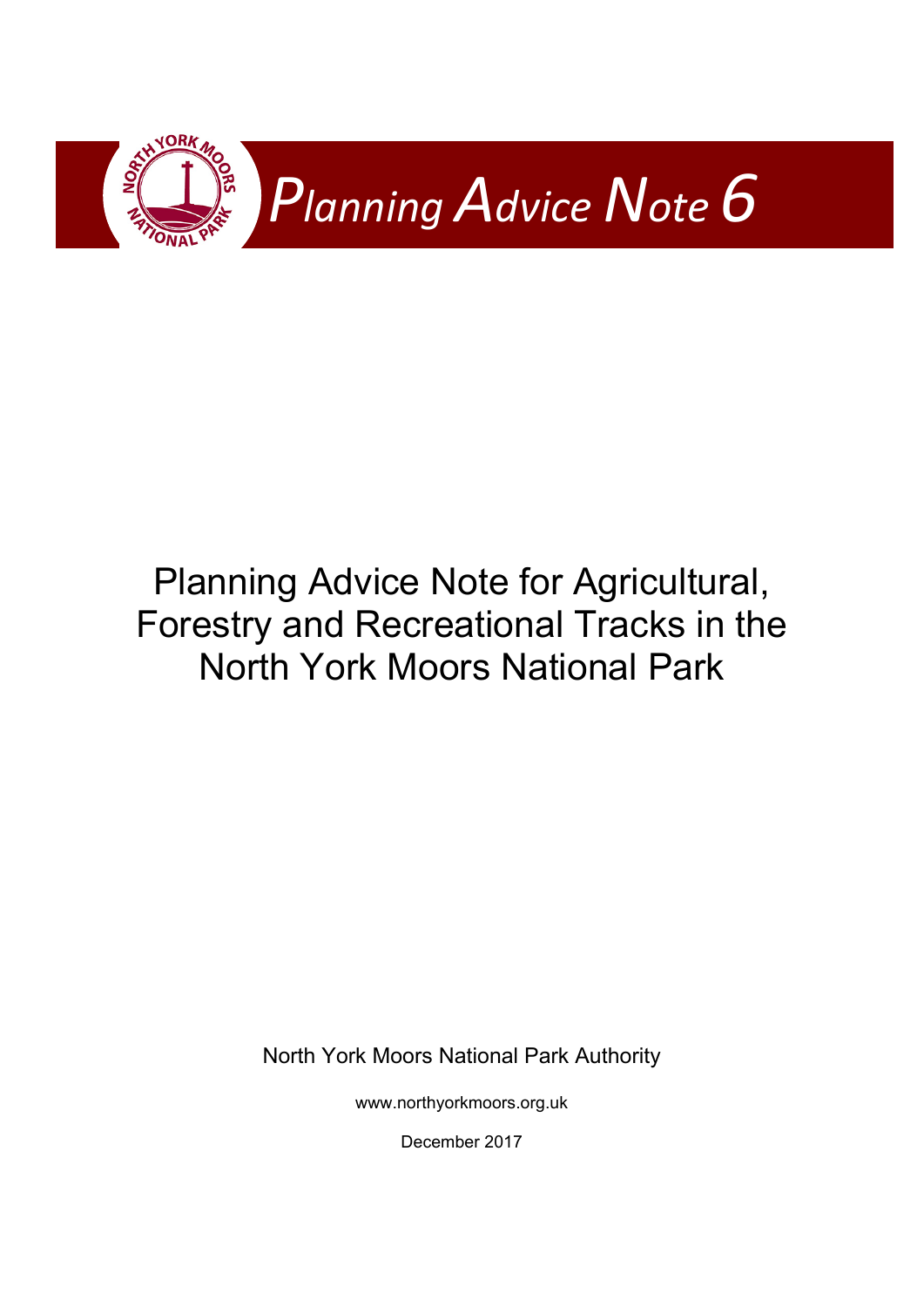# Planning Advice Note 6

Planning Advice Note for Agricultural, Forestry and Recreational Tracks in the North York Moors National Park

North York Moors National Park Authority

www.northyorkmoors.org.uk

December 2017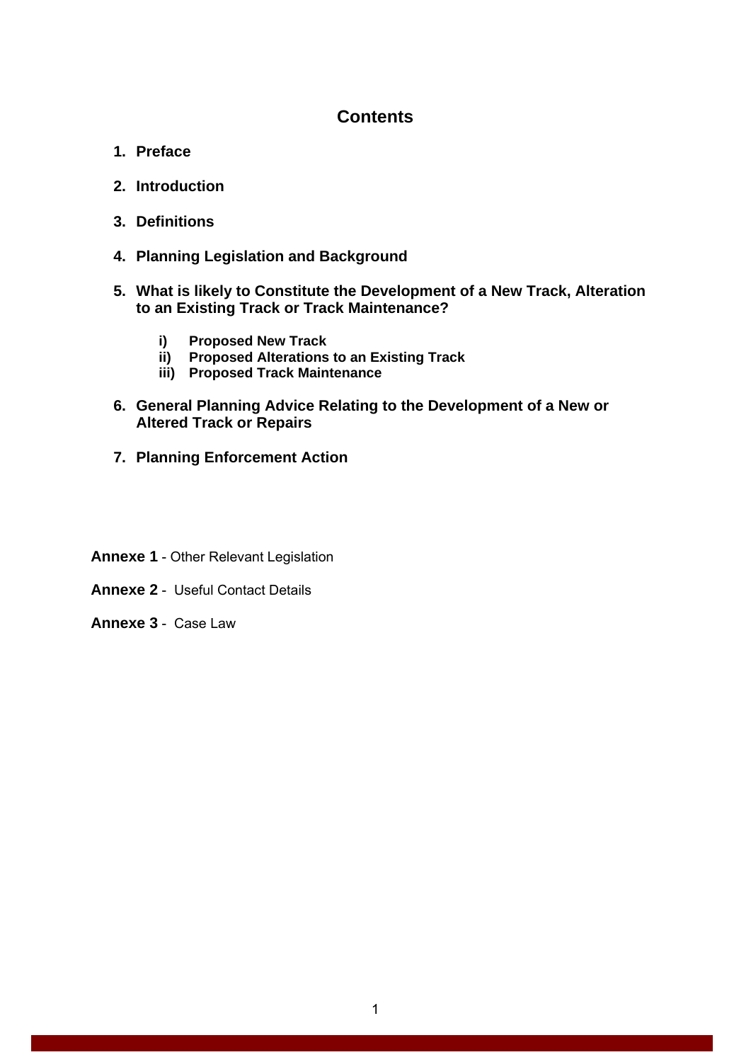# Contents

1. **Preface**
2. **Introduction**
3. **Definitions**
4. **Planning Legislation and Background**
5. **What is likely to Constitute the Development of a New Track, Alteration to an Existing Track or Track Maintenance?**
   - **i) Proposed New Track**
   - **ii) Proposed Alterations to an Existing Track**
   - **iii) Proposed Track Maintenance**
6. **General Planning Advice Relating to the Development of a New or Altered Track or Repairs**
7. **Planning Enforcement Action**

**Annexe 1** - Other Relevant Legislation

**Annexe 2** - Useful Contact Details

**Annexe 3** - Case Law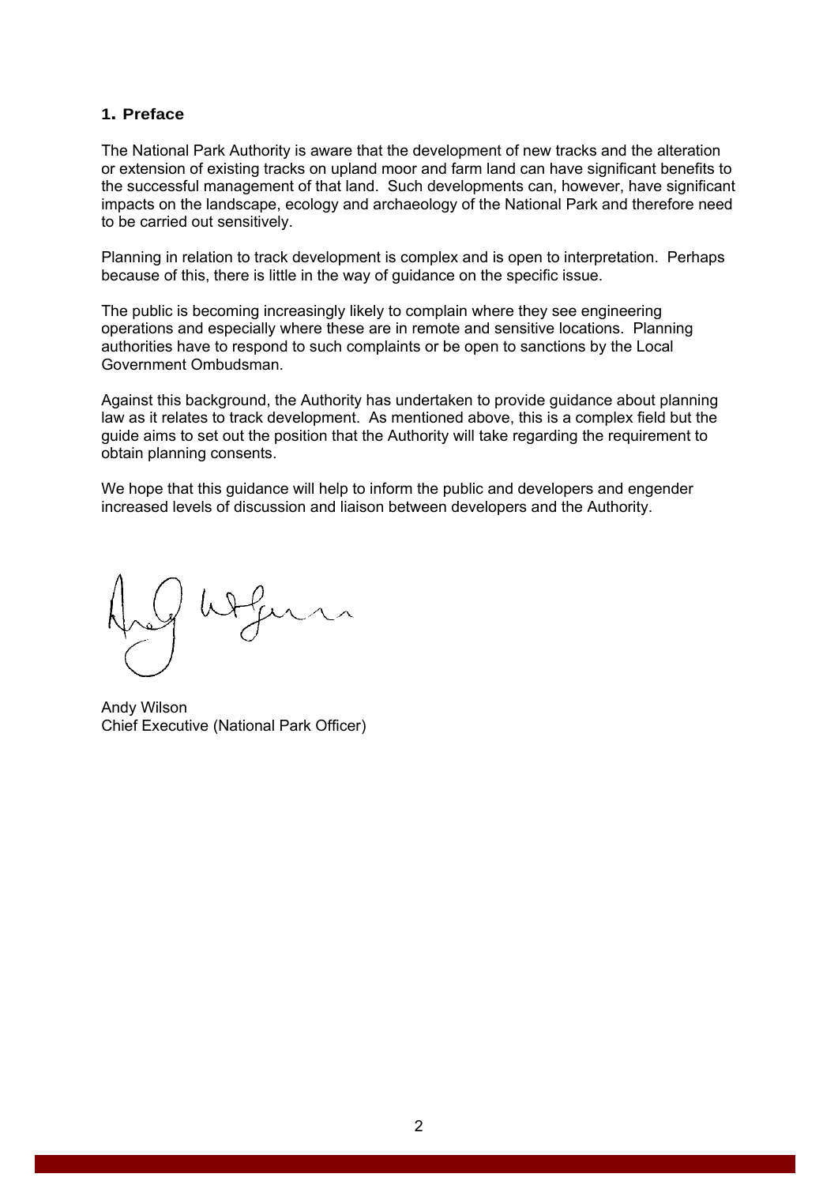## 1. Preface

The National Park Authority is aware that the development of new tracks and the alteration or extension of existing tracks on upland moor and farm land can have significant benefits to the successful management of that land. Such developments can, however, have significant impacts on the landscape, ecology and archaeology of the National Park and therefore need to be carried out sensitively.

Planning in relation to track development is complex and is open to interpretation. Perhaps because of this, there is little in the way of guidance on the specific issue.

The public is becoming increasingly likely to complain where they see engineering operations and especially where these are in remote and sensitive locations. Planning authorities have to respond to such complaints or be open to sanctions by the Local Government Ombudsman.

Against this background, the Authority has undertaken to provide guidance about planning law as it relates to track development. As mentioned above, this is a complex field but the guide aims to set out the position that the Authority will take regarding the requirement to obtain planning consents.

We hope that this guidance will help to inform the public and developers and engender increased levels of discussion and liaison between developers and the Authority.

Andy Wilson
Chief Executive (National Park Officer)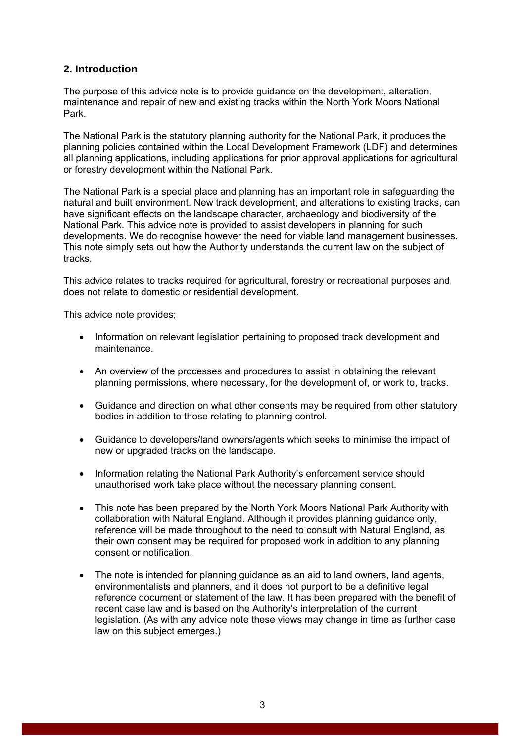## 2. Introduction

The purpose of this advice note is to provide guidance on the development, alteration, maintenance and repair of new and existing tracks within the North York Moors National Park.

The National Park is the statutory planning authority for the National Park, it produces the planning policies contained within the Local Development Framework (LDF) and determines all planning applications, including applications for prior approval applications for agricultural or forestry development within the National Park.

The National Park is a special place and planning has an important role in safeguarding the natural and built environment. New track development, and alterations to existing tracks, can have significant effects on the landscape character, archaeology and biodiversity of the National Park. This advice note is provided to assist developers in planning for such developments. We do recognise however the need for viable land management businesses. This note simply sets out how the Authority understands the current law on the subject of tracks.

This advice relates to tracks required for agricultural, forestry or recreational purposes and does not relate to domestic or residential development.

This advice note provides;

- Information on relevant legislation pertaining to proposed track development and maintenance.
- An overview of the processes and procedures to assist in obtaining the relevant planning permissions, where necessary, for the development of, or work to, tracks.
- Guidance and direction on what other consents may be required from other statutory bodies in addition to those relating to planning control.
- Guidance to developers/land owners/agents which seeks to minimise the impact of new or upgraded tracks on the landscape.
- Information relating the National Park Authority's enforcement service should unauthorised work take place without the necessary planning consent.
- This note has been prepared by the North York Moors National Park Authority with collaboration with Natural England. Although it provides planning guidance only, reference will be made throughout to the need to consult with Natural England, as their own consent may be required for proposed work in addition to any planning consent or notification.
- The note is intended for planning guidance as an aid to land owners, land agents, environmentalists and planners, and it does not purport to be a definitive legal reference document or statement of the law. It has been prepared with the benefit of recent case law and is based on the Authority's interpretation of the current legislation. (As with any advice note these views may change in time as further case law on this subject emerges.)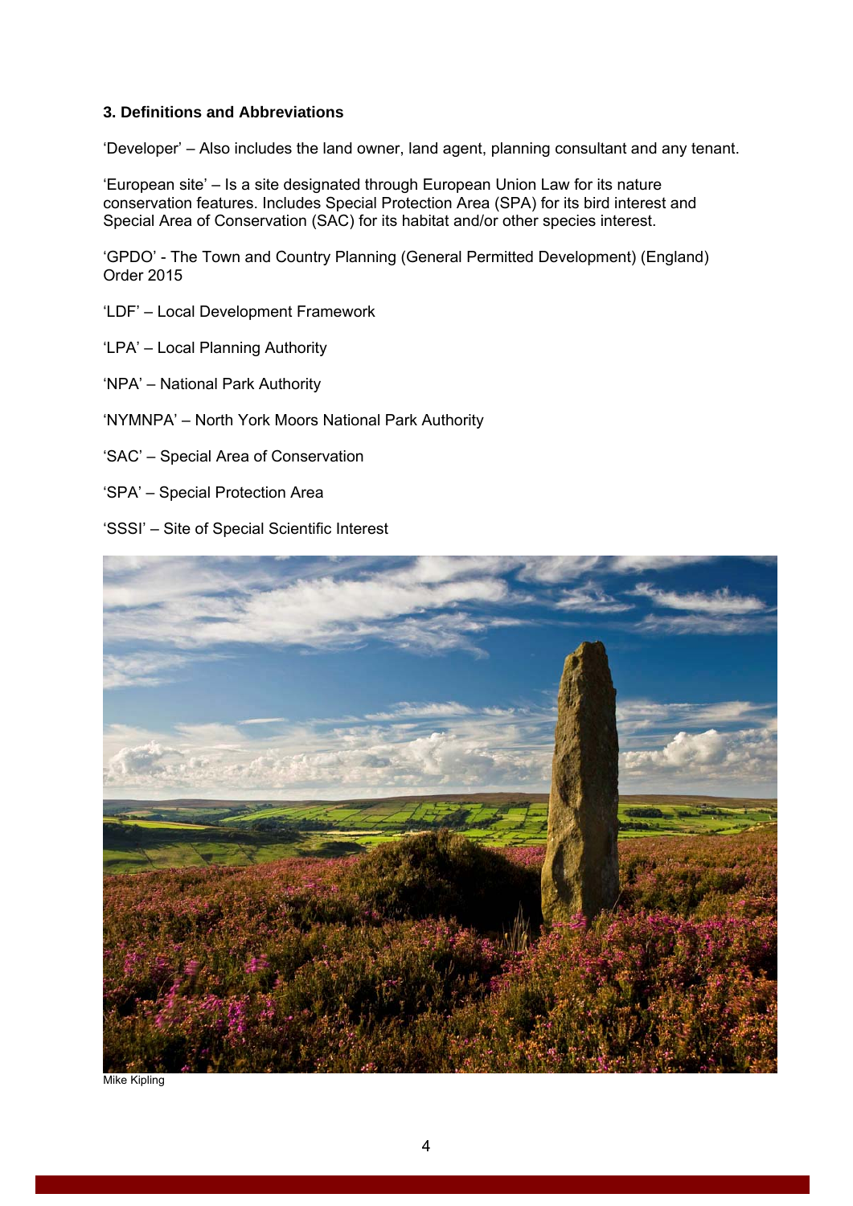### 3. Definitions and Abbreviations

'Developer' – Also includes the land owner, land agent, planning consultant and any tenant.

'European site' – Is a site designated through European Union Law for its nature conservation features. Includes Special Protection Area (SPA) for its bird interest and Special Area of Conservation (SAC) for its habitat and/or other species interest.

'GPDO' - The Town and Country Planning (General Permitted Development) (England) Order 2015

'LDF' – Local Development Framework

'LPA' – Local Planning Authority

'NPA' – National Park Authority

'NYMNPA' – North York Moors National Park Authority

'SAC' – Special Area of Conservation

'SPA' – Special Protection Area

'SSSI' – Site of Special Scientific Interest

Mike Kipling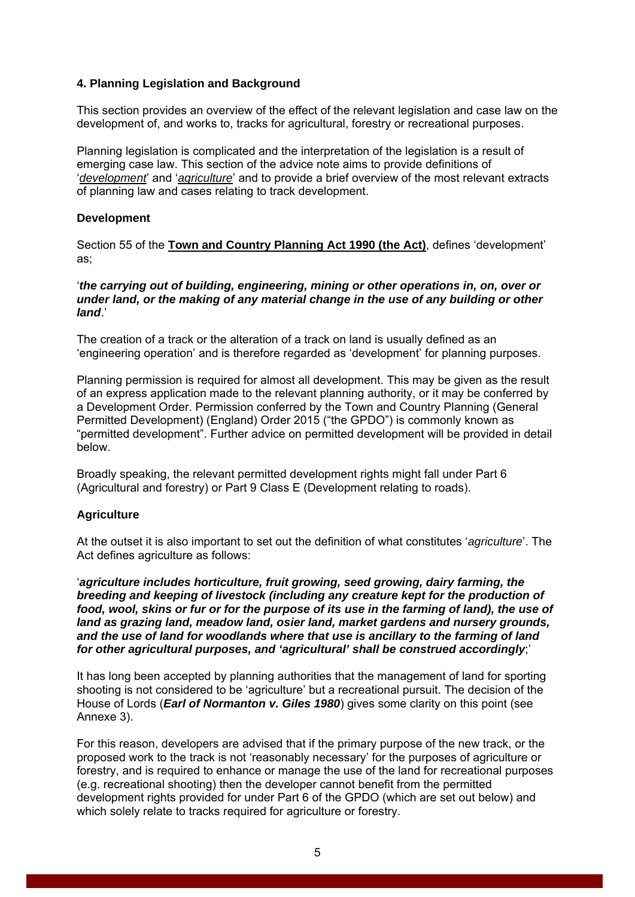## 4. Planning Legislation and Background

This section provides an overview of the effect of the relevant legislation and case law on the development of, and works to, tracks for agricultural, forestry or recreational purposes.

Planning legislation is complicated and the interpretation of the legislation is a result of emerging case law. This section of the advice note aims to provide definitions of '*development*' and '*agriculture*' and to provide a brief overview of the most relevant extracts of planning law and cases relating to track development.

### Development

Section 55 of the **Town and Country Planning Act 1990 (the Act)**, defines 'development' as;

'***the carrying out of building, engineering, mining or other operations in, on, over or under land, or the making of any material change in the use of any building or other land***.'

The creation of a track or the alteration of a track on land is usually defined as an 'engineering operation' and is therefore regarded as 'development' for planning purposes.

Planning permission is required for almost all development. This may be given as the result of an express application made to the relevant planning authority, or it may be conferred by a Development Order. Permission conferred by the Town and Country Planning (General Permitted Development) (England) Order 2015 ("the GPDO") is commonly known as "permitted development". Further advice on permitted development will be provided in detail below.

Broadly speaking, the relevant permitted development rights might fall under Part 6 (Agricultural and forestry) or Part 9 Class E (Development relating to roads).

### Agriculture

At the outset it is also important to set out the definition of what constitutes '*agriculture*'. The Act defines agriculture as follows:

'***agriculture includes horticulture, fruit growing, seed growing, dairy farming, the breeding and keeping of livestock (including any creature kept for the production of food, wool, skins or fur or for the purpose of its use in the farming of land), the use of land as grazing land, meadow land, osier land, market gardens and nursery grounds, and the use of land for woodlands where that use is ancillary to the farming of land for other agricultural purposes, and 'agricultural' shall be construed accordingly***;'

It has long been accepted by planning authorities that the management of land for sporting shooting is not considered to be 'agriculture' but a recreational pursuit. The decision of the House of Lords (***Earl of Normanton v. Giles 1980***) gives some clarity on this point (see Annexe 3).

For this reason, developers are advised that if the primary purpose of the new track, or the proposed work to the track is not 'reasonably necessary' for the purposes of agriculture or forestry, and is required to enhance or manage the use of the land for recreational purposes (e.g. recreational shooting) then the developer cannot benefit from the permitted development rights provided for under Part 6 of the GPDO (which are set out below) and which solely relate to tracks required for agriculture or forestry.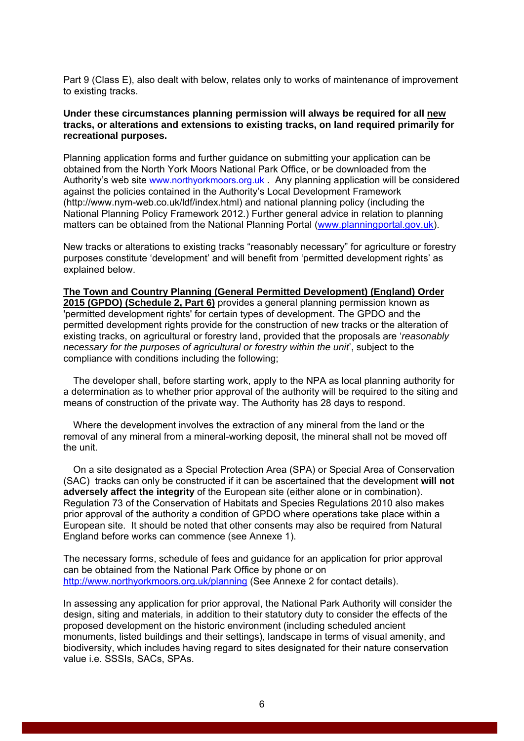Part 9 (Class E), also dealt with below, relates only to works of maintenance of improvement to existing tracks.

**Under these circumstances planning permission will always be required for all <u>new</u> tracks, or alterations and extensions to existing tracks, on land required primarily for recreational purposes.**

Planning application forms and further guidance on submitting your application can be obtained from the North York Moors National Park Office, or be downloaded from the Authority's web site www.northyorkmoors.org.uk . Any planning application will be considered against the policies contained in the Authority's Local Development Framework (http://www.nym-web.co.uk/ldf/index.html) and national planning policy (including the National Planning Policy Framework 2012.) Further general advice in relation to planning matters can be obtained from the National Planning Portal (www.planningportal.gov.uk).

New tracks or alterations to existing tracks "reasonably necessary" for agriculture or forestry purposes constitute 'development' and will benefit from 'permitted development rights' as explained below.

**<u>The Town and Country Planning (General Permitted Development) (England) Order 2015 (GPDO) (Schedule 2, Part 6)</u>** provides a general planning permission known as 'permitted development rights' for certain types of development. The GPDO and the permitted development rights provide for the construction of new tracks or the alteration of existing tracks, on agricultural or forestry land, provided that the proposals are '*reasonably necessary for the purposes of agricultural or forestry within the unit*', subject to the compliance with conditions including the following;

The developer shall, before starting work, apply to the NPA as local planning authority for a determination as to whether prior approval of the authority will be required to the siting and means of construction of the private way. The Authority has 28 days to respond.

Where the development involves the extraction of any mineral from the land or the removal of any mineral from a mineral-working deposit, the mineral shall not be moved off the unit.

On a site designated as a Special Protection Area (SPA) or Special Area of Conservation (SAC) tracks can only be constructed if it can be ascertained that the development **will not adversely affect the integrity** of the European site (either alone or in combination). Regulation 73 of the Conservation of Habitats and Species Regulations 2010 also makes prior approval of the authority a condition of GPDO where operations take place within a European site. It should be noted that other consents may also be required from Natural England before works can commence (see Annexe 1).

The necessary forms, schedule of fees and guidance for an application for prior approval can be obtained from the National Park Office by phone or on http://www.northyorkmoors.org.uk/planning (See Annexe 2 for contact details).

In assessing any application for prior approval, the National Park Authority will consider the design, siting and materials, in addition to their statutory duty to consider the effects of the proposed development on the historic environment (including scheduled ancient monuments, listed buildings and their settings), landscape in terms of visual amenity, and biodiversity, which includes having regard to sites designated for their nature conservation value i.e. SSSIs, SACs, SPAs.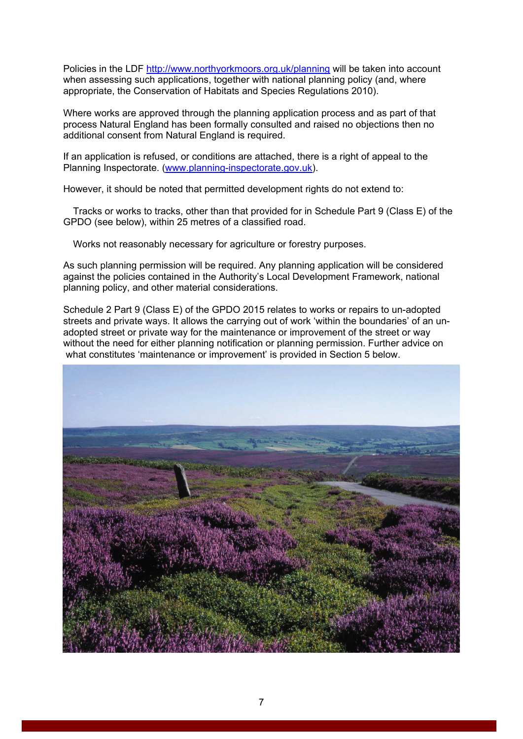Policies in the LDF http://www.northyorkmoors.org.uk/planning will be taken into account when assessing such applications, together with national planning policy (and, where appropriate, the Conservation of Habitats and Species Regulations 2010).

Where works are approved through the planning application process and as part of that process Natural England has been formally consulted and raised no objections then no additional consent from Natural England is required.

If an application is refused, or conditions are attached, there is a right of appeal to the Planning Inspectorate. (www.planning-inspectorate.gov.uk).

However, it should be noted that permitted development rights do not extend to:

- Tracks or works to tracks, other than that provided for in Schedule Part 9 (Class E) of the GPDO (see below), within 25 metres of a classified road.

- Works not reasonably necessary for agriculture or forestry purposes.

As such planning permission will be required. Any planning application will be considered against the policies contained in the Authority's Local Development Framework, national planning policy, and other material considerations.

Schedule 2 Part 9 (Class E) of the GPDO 2015 relates to works or repairs to un-adopted streets and private ways. It allows the carrying out of work 'within the boundaries' of an un-adopted street or private way for the maintenance or improvement of the street or way without the need for either planning notification or planning permission. Further advice on what constitutes 'maintenance or improvement' is provided in Section 5 below.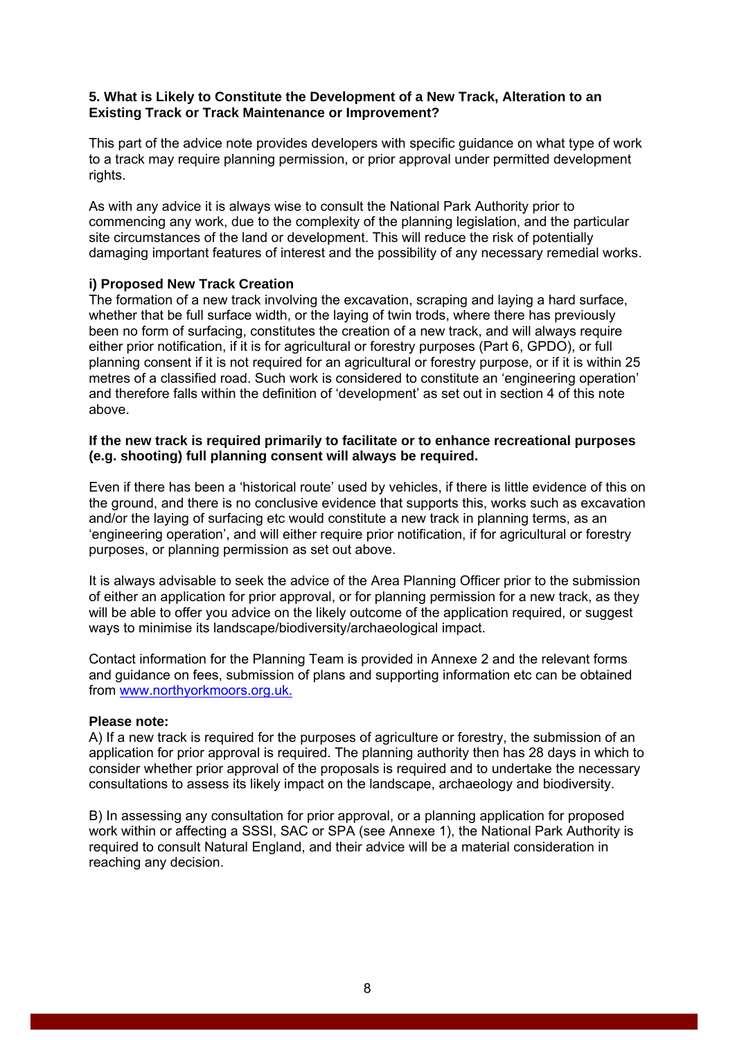## 5. What is Likely to Constitute the Development of a New Track, Alteration to an Existing Track or Track Maintenance or Improvement?

This part of the advice note provides developers with specific guidance on what type of work to a track may require planning permission, or prior approval under permitted development rights.

As with any advice it is always wise to consult the National Park Authority prior to commencing any work, due to the complexity of the planning legislation, and the particular site circumstances of the land or development. This will reduce the risk of potentially damaging important features of interest and the possibility of any necessary remedial works.

### i) Proposed New Track Creation

The formation of a new track involving the excavation, scraping and laying a hard surface, whether that be full surface width, or the laying of twin trods, where there has previously been no form of surfacing, constitutes the creation of a new track, and will always require either prior notification, if it is for agricultural or forestry purposes (Part 6, GPDO), or full planning consent if it is not required for an agricultural or forestry purpose, or if it is within 25 metres of a classified road. Such work is considered to constitute an 'engineering operation' and therefore falls within the definition of 'development' as set out in section 4 of this note above.

**If the new track is required primarily to facilitate or to enhance recreational purposes (e.g. shooting) full planning consent will always be required.**

Even if there has been a 'historical route' used by vehicles, if there is little evidence of this on the ground, and there is no conclusive evidence that supports this, works such as excavation and/or the laying of surfacing etc would constitute a new track in planning terms, as an 'engineering operation', and will either require prior notification, if for agricultural or forestry purposes, or planning permission as set out above.

It is always advisable to seek the advice of the Area Planning Officer prior to the submission of either an application for prior approval, or for planning permission for a new track, as they will be able to offer you advice on the likely outcome of the application required, or suggest ways to minimise its landscape/biodiversity/archaeological impact.

Contact information for the Planning Team is provided in Annexe 2 and the relevant forms and guidance on fees, submission of plans and supporting information etc can be obtained from www.northyorkmoors.org.uk.

**Please note:**

A) If a new track is required for the purposes of agriculture or forestry, the submission of an application for prior approval is required. The planning authority then has 28 days in which to consider whether prior approval of the proposals is required and to undertake the necessary consultations to assess its likely impact on the landscape, archaeology and biodiversity.

B) In assessing any consultation for prior approval, or a planning application for proposed work within or affecting a SSSI, SAC or SPA (see Annexe 1), the National Park Authority is required to consult Natural England, and their advice will be a material consideration in reaching any decision.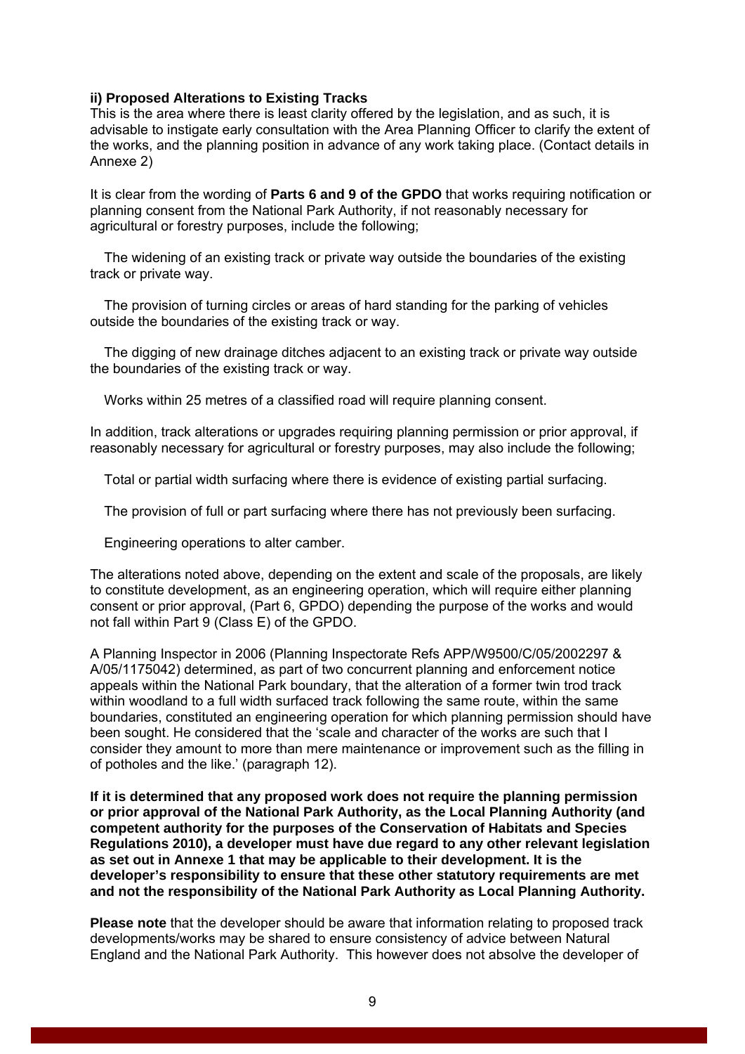### ii) Proposed Alterations to Existing Tracks

This is the area where there is least clarity offered by the legislation, and as such, it is advisable to instigate early consultation with the Area Planning Officer to clarify the extent of the works, and the planning position in advance of any work taking place. (Contact details in Annexe 2)

It is clear from the wording of **Parts 6 and 9 of the GPDO** that works requiring notification or planning consent from the National Park Authority, if not reasonably necessary for agricultural or forestry purposes, include the following;

- The widening of an existing track or private way outside the boundaries of the existing track or private way.
- The provision of turning circles or areas of hard standing for the parking of vehicles outside the boundaries of the existing track or way.
- The digging of new drainage ditches adjacent to an existing track or private way outside the boundaries of the existing track or way.
- Works within 25 metres of a classified road will require planning consent.

In addition, track alterations or upgrades requiring planning permission or prior approval, if reasonably necessary for agricultural or forestry purposes, may also include the following;

- Total or partial width surfacing where there is evidence of existing partial surfacing.
- The provision of full or part surfacing where there has not previously been surfacing.
- Engineering operations to alter camber.

The alterations noted above, depending on the extent and scale of the proposals, are likely to constitute development, as an engineering operation, which will require either planning consent or prior approval, (Part 6, GPDO) depending the purpose of the works and would not fall within Part 9 (Class E) of the GPDO.

A Planning Inspector in 2006 (Planning Inspectorate Refs APP/W9500/C/05/2002297 & A/05/1175042) determined, as part of two concurrent planning and enforcement notice appeals within the National Park boundary, that the alteration of a former twin trod track within woodland to a full width surfaced track following the same route, within the same boundaries, constituted an engineering operation for which planning permission should have been sought. He considered that the 'scale and character of the works are such that I consider they amount to more than mere maintenance or improvement such as the filling in of potholes and the like.' (paragraph 12).

**If it is determined that any proposed work does not require the planning permission or prior approval of the National Park Authority, as the Local Planning Authority (and competent authority for the purposes of the Conservation of Habitats and Species Regulations 2010), a developer must have due regard to any other relevant legislation as set out in Annexe 1 that may be applicable to their development. It is the developer's responsibility to ensure that these other statutory requirements are met and not the responsibility of the National Park Authority as Local Planning Authority.**

**Please note** that the developer should be aware that information relating to proposed track developments/works may be shared to ensure consistency of advice between Natural England and the National Park Authority. This however does not absolve the developer of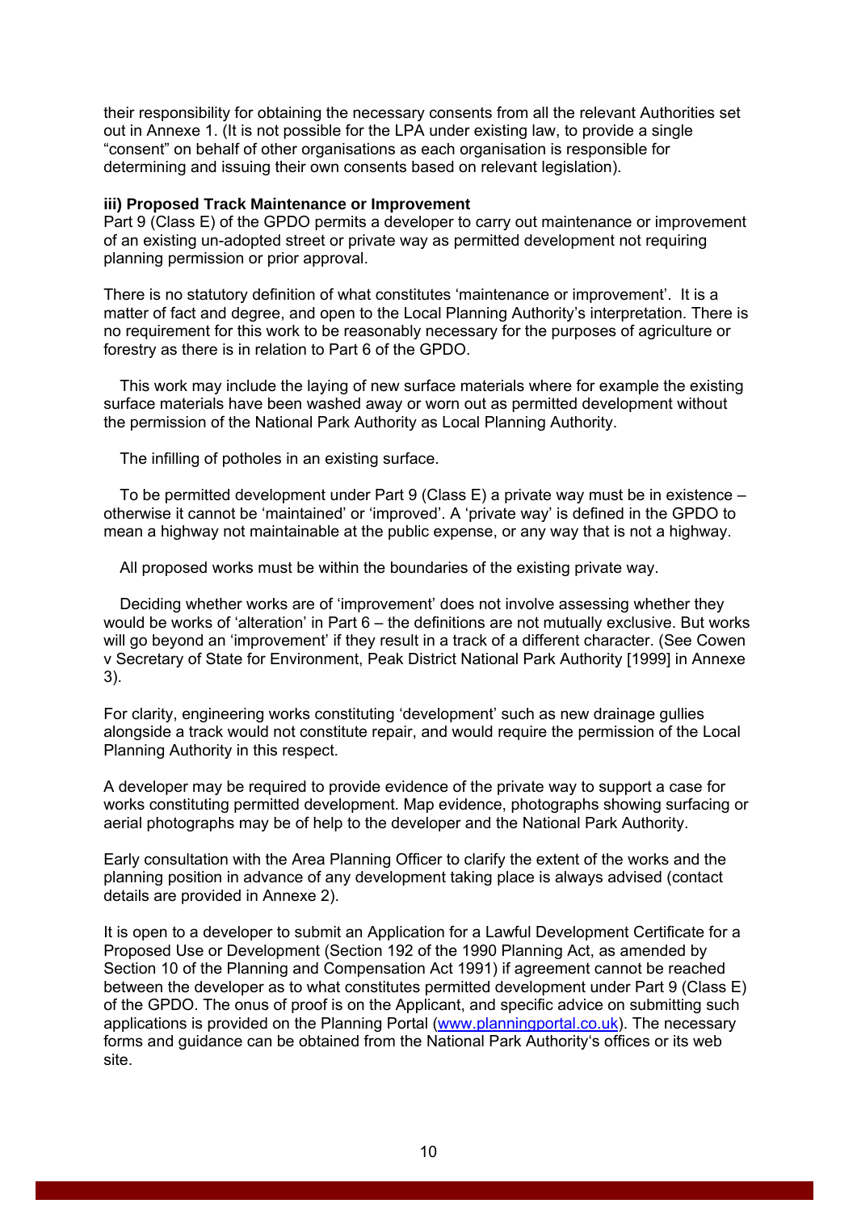their responsibility for obtaining the necessary consents from all the relevant Authorities set out in Annexe 1. (It is not possible for the LPA under existing law, to provide a single "consent" on behalf of other organisations as each organisation is responsible for determining and issuing their own consents based on relevant legislation).

**iii) Proposed Track Maintenance or Improvement**

Part 9 (Class E) of the GPDO permits a developer to carry out maintenance or improvement of an existing un-adopted street or private way as permitted development not requiring planning permission or prior approval.

There is no statutory definition of what constitutes 'maintenance or improvement'. It is a matter of fact and degree, and open to the Local Planning Authority's interpretation. There is no requirement for this work to be reasonably necessary for the purposes of agriculture or forestry as there is in relation to Part 6 of the GPDO.

This work may include the laying of new surface materials where for example the existing surface materials have been washed away or worn out as permitted development without the permission of the National Park Authority as Local Planning Authority.

The infilling of potholes in an existing surface.

To be permitted development under Part 9 (Class E) a private way must be in existence – otherwise it cannot be 'maintained' or 'improved'. A 'private way' is defined in the GPDO to mean a highway not maintainable at the public expense, or any way that is not a highway.

All proposed works must be within the boundaries of the existing private way.

Deciding whether works are of 'improvement' does not involve assessing whether they would be works of 'alteration' in Part 6 – the definitions are not mutually exclusive. But works will go beyond an 'improvement' if they result in a track of a different character. (See Cowen v Secretary of State for Environment, Peak District National Park Authority [1999] in Annexe 3).

For clarity, engineering works constituting 'development' such as new drainage gullies alongside a track would not constitute repair, and would require the permission of the Local Planning Authority in this respect.

A developer may be required to provide evidence of the private way to support a case for works constituting permitted development. Map evidence, photographs showing surfacing or aerial photographs may be of help to the developer and the National Park Authority.

Early consultation with the Area Planning Officer to clarify the extent of the works and the planning position in advance of any development taking place is always advised (contact details are provided in Annexe 2).

It is open to a developer to submit an Application for a Lawful Development Certificate for a Proposed Use or Development (Section 192 of the 1990 Planning Act, as amended by Section 10 of the Planning and Compensation Act 1991) if agreement cannot be reached between the developer as to what constitutes permitted development under Part 9 (Class E) of the GPDO. The onus of proof is on the Applicant, and specific advice on submitting such applications is provided on the Planning Portal (www.planningportal.co.uk). The necessary forms and guidance can be obtained from the National Park Authority's offices or its web site.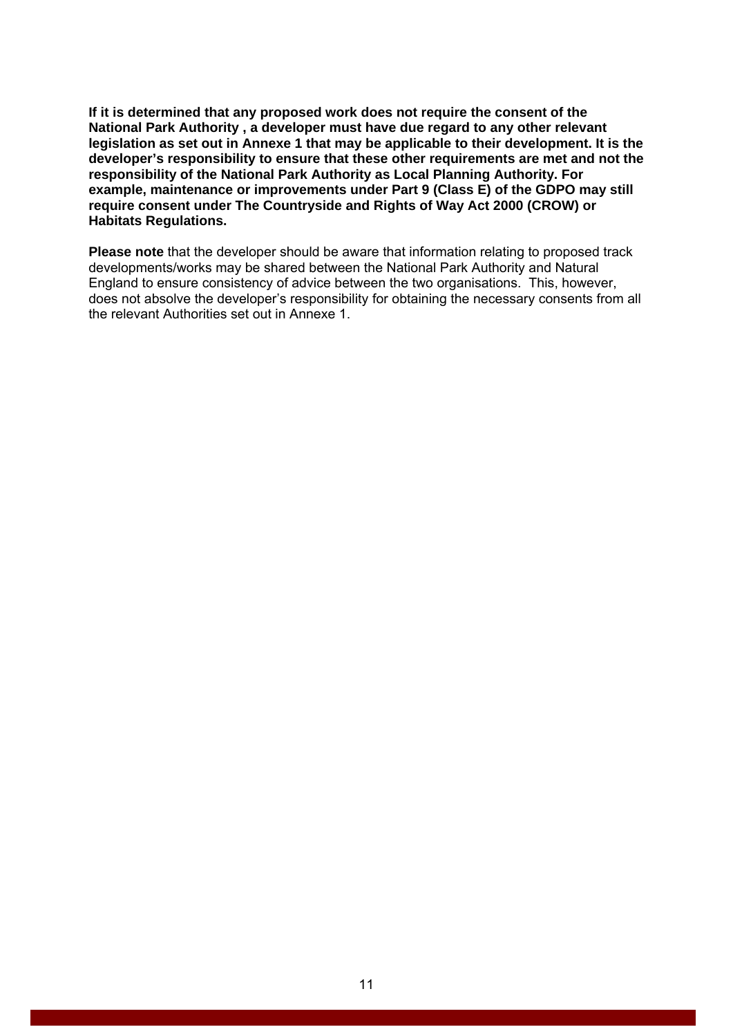**If it is determined that any proposed work does not require the consent of the National Park Authority , a developer must have due regard to any other relevant legislation as set out in Annexe 1 that may be applicable to their development. It is the developer's responsibility to ensure that these other requirements are met and not the responsibility of the National Park Authority as Local Planning Authority. For example, maintenance or improvements under Part 9 (Class E) of the GDPO may still require consent under The Countryside and Rights of Way Act 2000 (CROW) or Habitats Regulations.**

**Please note** that the developer should be aware that information relating to proposed track developments/works may be shared between the National Park Authority and Natural England to ensure consistency of advice between the two organisations. This, however, does not absolve the developer's responsibility for obtaining the necessary consents from all the relevant Authorities set out in Annexe 1.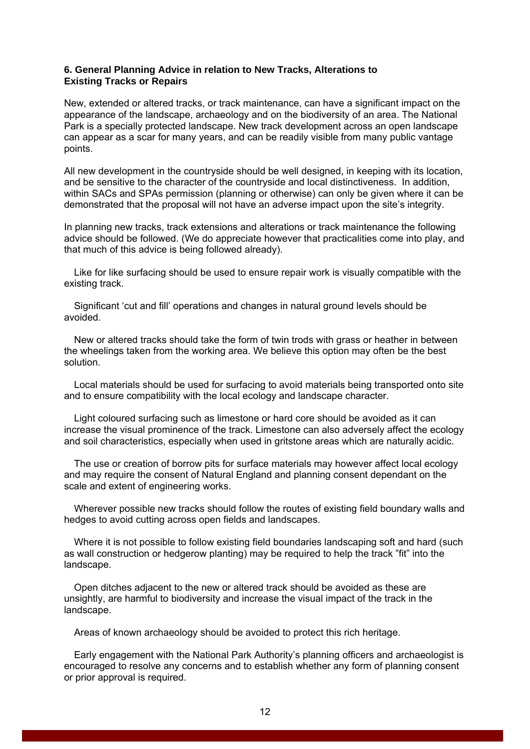### 6. General Planning Advice in relation to New Tracks, Alterations to Existing Tracks or Repairs

New, extended or altered tracks, or track maintenance, can have a significant impact on the appearance of the landscape, archaeology and on the biodiversity of an area. The National Park is a specially protected landscape. New track development across an open landscape can appear as a scar for many years, and can be readily visible from many public vantage points.

All new development in the countryside should be well designed, in keeping with its location, and be sensitive to the character of the countryside and local distinctiveness. In addition, within SACs and SPAs permission (planning or otherwise) can only be given where it can be demonstrated that the proposal will not have an adverse impact upon the site's integrity.

In planning new tracks, track extensions and alterations or track maintenance the following advice should be followed. (We do appreciate however that practicalities come into play, and that much of this advice is being followed already).

- Like for like surfacing should be used to ensure repair work is visually compatible with the existing track.
- Significant 'cut and fill' operations and changes in natural ground levels should be avoided.
- New or altered tracks should take the form of twin trods with grass or heather in between the wheelings taken from the working area. We believe this option may often be the best solution.
- Local materials should be used for surfacing to avoid materials being transported onto site and to ensure compatibility with the local ecology and landscape character.
- Light coloured surfacing such as limestone or hard core should be avoided as it can increase the visual prominence of the track. Limestone can also adversely affect the ecology and soil characteristics, especially when used in gritstone areas which are naturally acidic.
- The use or creation of borrow pits for surface materials may however affect local ecology and may require the consent of Natural England and planning consent dependant on the scale and extent of engineering works.
- Wherever possible new tracks should follow the routes of existing field boundary walls and hedges to avoid cutting across open fields and landscapes.
- Where it is not possible to follow existing field boundaries landscaping soft and hard (such as wall construction or hedgerow planting) may be required to help the track "fit" into the landscape.
- Open ditches adjacent to the new or altered track should be avoided as these are unsightly, are harmful to biodiversity and increase the visual impact of the track in the landscape.
- Areas of known archaeology should be avoided to protect this rich heritage.
- Early engagement with the National Park Authority's planning officers and archaeologist is encouraged to resolve any concerns and to establish whether any form of planning consent or prior approval is required.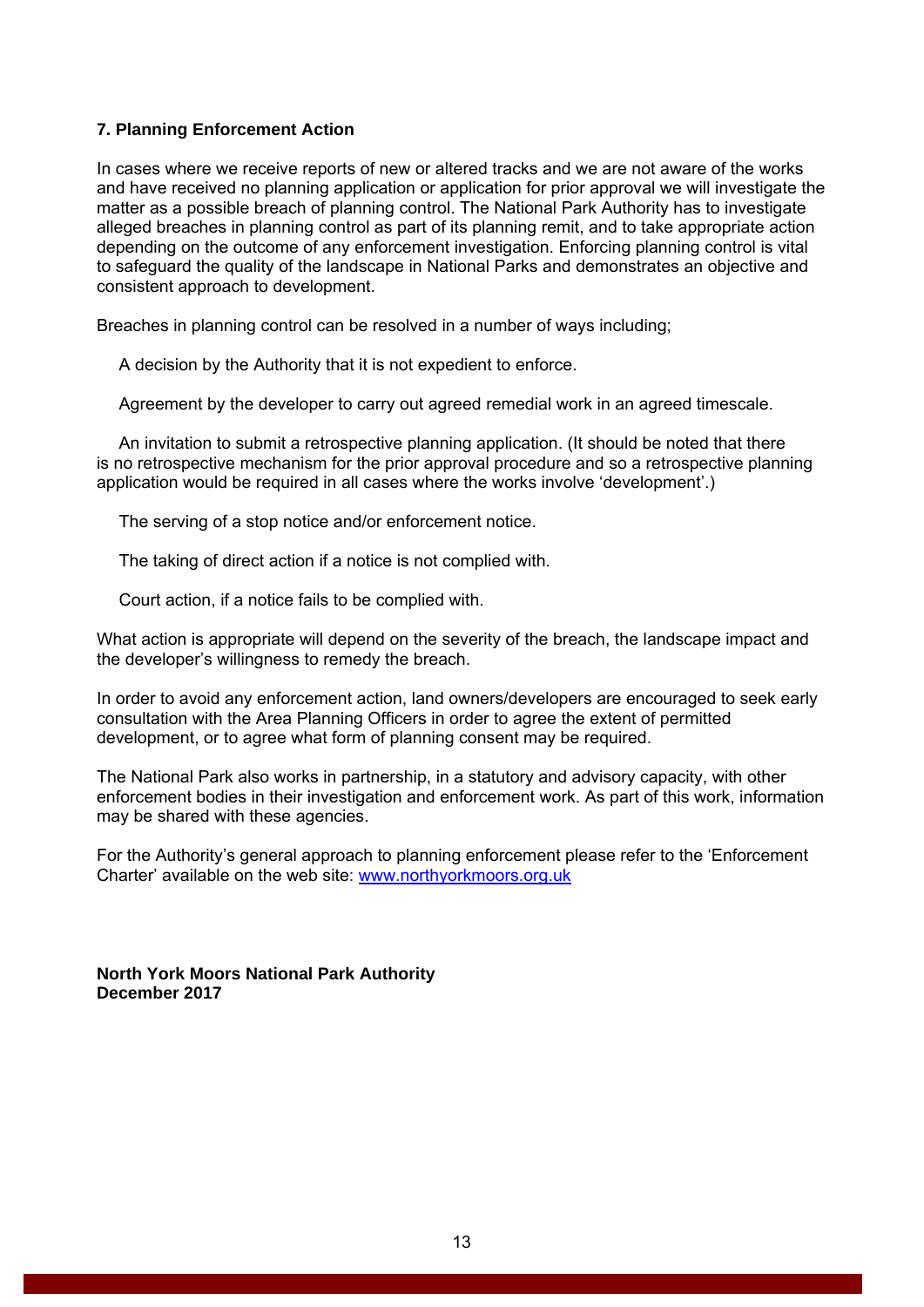### 7. Planning Enforcement Action

In cases where we receive reports of new or altered tracks and we are not aware of the works and have received no planning application or application for prior approval we will investigate the matter as a possible breach of planning control. The National Park Authority has to investigate alleged breaches in planning control as part of its planning remit, and to take appropriate action depending on the outcome of any enforcement investigation. Enforcing planning control is vital to safeguard the quality of the landscape in National Parks and demonstrates an objective and consistent approach to development.

Breaches in planning control can be resolved in a number of ways including;

- A decision by the Authority that it is not expedient to enforce.
- Agreement by the developer to carry out agreed remedial work in an agreed timescale.
- An invitation to submit a retrospective planning application. (It should be noted that there is no retrospective mechanism for the prior approval procedure and so a retrospective planning application would be required in all cases where the works involve 'development'.)
- The serving of a stop notice and/or enforcement notice.
- The taking of direct action if a notice is not complied with.
- Court action, if a notice fails to be complied with.

What action is appropriate will depend on the severity of the breach, the landscape impact and the developer's willingness to remedy the breach.

In order to avoid any enforcement action, land owners/developers are encouraged to seek early consultation with the Area Planning Officers in order to agree the extent of permitted development, or to agree what form of planning consent may be required.

The National Park also works in partnership, in a statutory and advisory capacity, with other enforcement bodies in their investigation and enforcement work. As part of this work, information may be shared with these agencies.

For the Authority's general approach to planning enforcement please refer to the 'Enforcement Charter' available on the web site: [www.northyorkmoors.org.uk](http://www.northyorkmoors.org.uk)

**North York Moors National Park Authority**
**December 2017**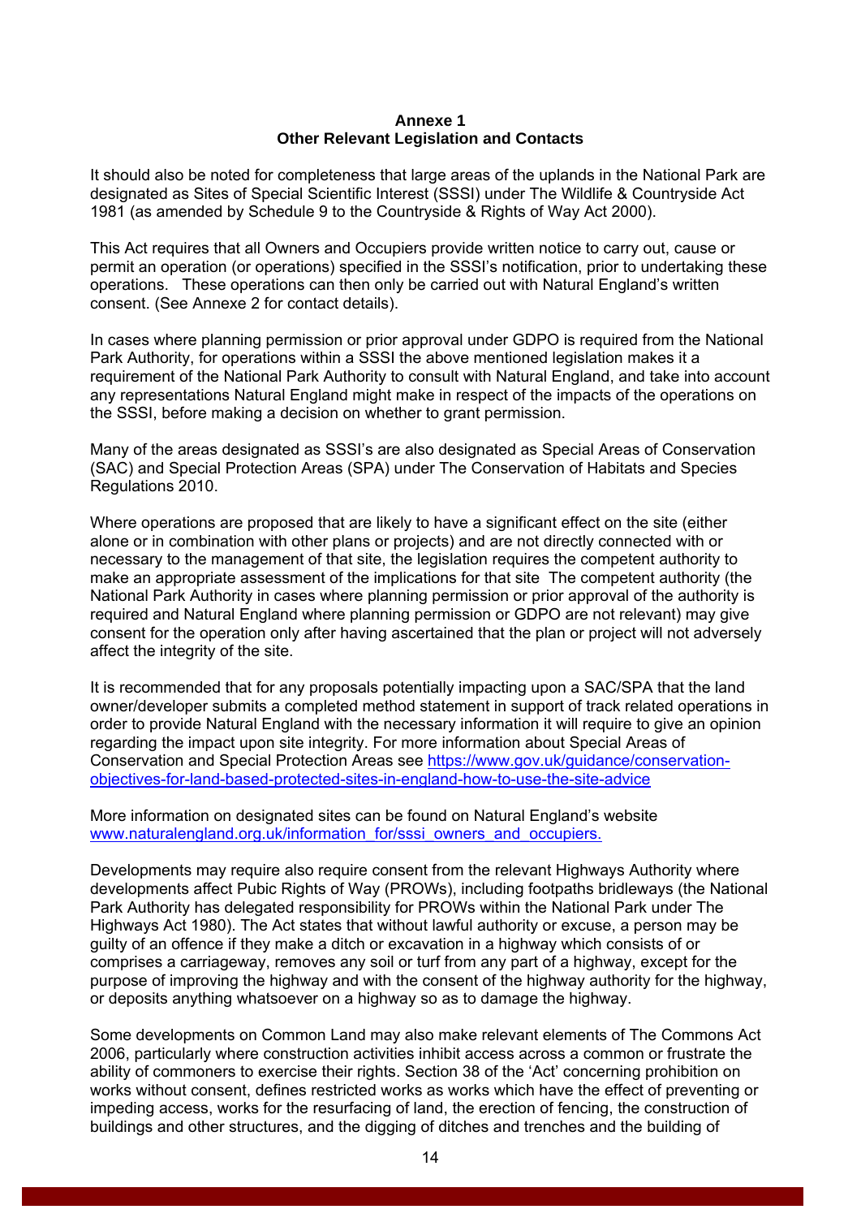**Annexe 1**
**Other Relevant Legislation and Contacts**

It should also be noted for completeness that large areas of the uplands in the National Park are designated as Sites of Special Scientific Interest (SSSI) under The Wildlife & Countryside Act 1981 (as amended by Schedule 9 to the Countryside & Rights of Way Act 2000).

This Act requires that all Owners and Occupiers provide written notice to carry out, cause or permit an operation (or operations) specified in the SSSI's notification, prior to undertaking these operations. These operations can then only be carried out with Natural England's written consent. (See Annexe 2 for contact details).

In cases where planning permission or prior approval under GDPO is required from the National Park Authority, for operations within a SSSI the above mentioned legislation makes it a requirement of the National Park Authority to consult with Natural England, and take into account any representations Natural England might make in respect of the impacts of the operations on the SSSI, before making a decision on whether to grant permission.

Many of the areas designated as SSSI's are also designated as Special Areas of Conservation (SAC) and Special Protection Areas (SPA) under The Conservation of Habitats and Species Regulations 2010.

Where operations are proposed that are likely to have a significant effect on the site (either alone or in combination with other plans or projects) and are not directly connected with or necessary to the management of that site, the legislation requires the competent authority to make an appropriate assessment of the implications for that site The competent authority (the National Park Authority in cases where planning permission or prior approval of the authority is required and Natural England where planning permission or GDPO are not relevant) may give consent for the operation only after having ascertained that the plan or project will not adversely affect the integrity of the site.

It is recommended that for any proposals potentially impacting upon a SAC/SPA that the land owner/developer submits a completed method statement in support of track related operations in order to provide Natural England with the necessary information it will require to give an opinion regarding the impact upon site integrity. For more information about Special Areas of Conservation and Special Protection Areas see https://www.gov.uk/guidance/conservation-objectives-for-land-based-protected-sites-in-england-how-to-use-the-site-advice

More information on designated sites can be found on Natural England's website www.naturalengland.org.uk/information_for/sssi_owners_and_occupiers.

Developments may require also require consent from the relevant Highways Authority where developments affect Pubic Rights of Way (PROWs), including footpaths bridleways (the National Park Authority has delegated responsibility for PROWs within the National Park under The Highways Act 1980). The Act states that without lawful authority or excuse, a person may be guilty of an offence if they make a ditch or excavation in a highway which consists of or comprises a carriageway, removes any soil or turf from any part of a highway, except for the purpose of improving the highway and with the consent of the highway authority for the highway, or deposits anything whatsoever on a highway so as to damage the highway.

Some developments on Common Land may also make relevant elements of The Commons Act 2006, particularly where construction activities inhibit access across a common or frustrate the ability of commoners to exercise their rights. Section 38 of the 'Act' concerning prohibition on works without consent, defines restricted works as works which have the effect of preventing or impeding access, works for the resurfacing of land, the erection of fencing, the construction of buildings and other structures, and the digging of ditches and trenches and the building of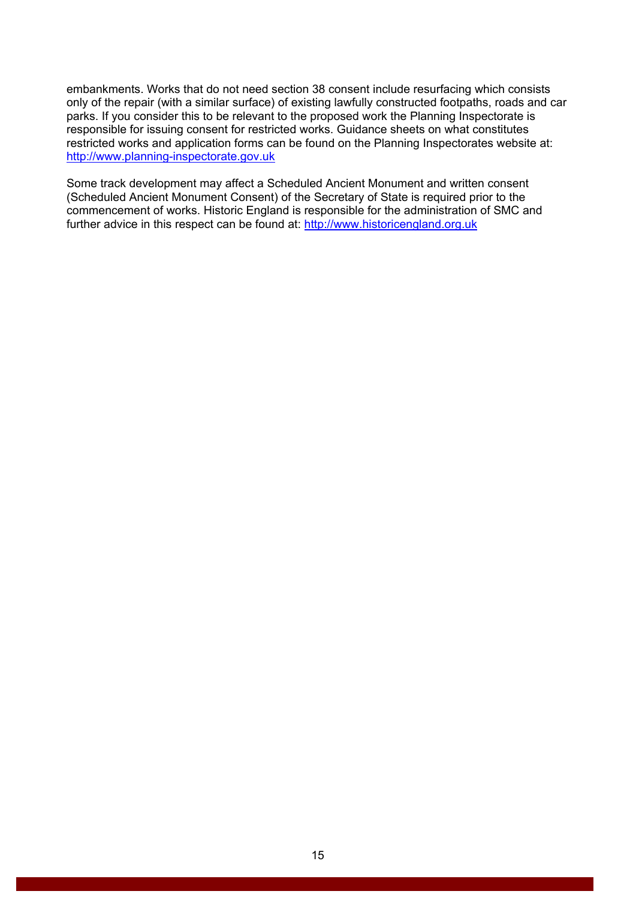embankments. Works that do not need section 38 consent include resurfacing which consists only of the repair (with a similar surface) of existing lawfully constructed footpaths, roads and car parks. If you consider this to be relevant to the proposed work the Planning Inspectorate is responsible for issuing consent for restricted works. Guidance sheets on what constitutes restricted works and application forms can be found on the Planning Inspectorates website at: http://www.planning-inspectorate.gov.uk

Some track development may affect a Scheduled Ancient Monument and written consent (Scheduled Ancient Monument Consent) of the Secretary of State is required prior to the commencement of works. Historic England is responsible for the administration of SMC and further advice in this respect can be found at: http://www.historicengland.org.uk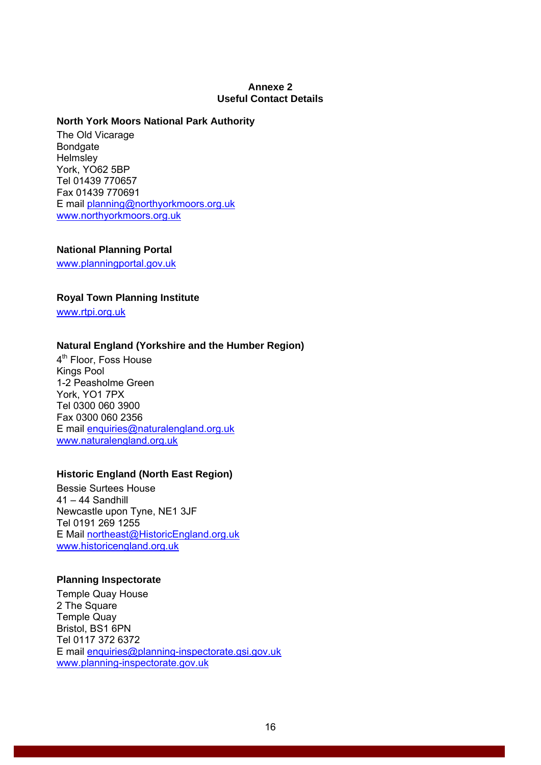## Annexe 2
## Useful Contact Details

**North York Moors National Park Authority**

The Old Vicarage
Bondgate
Helmsley
York, YO62 5BP
Tel 01439 770657
Fax 01439 770691
E mail planning@northyorkmoors.org.uk
www.northyorkmoors.org.uk

**National Planning Portal**

www.planningportal.gov.uk

**Royal Town Planning Institute**

www.rtpi.org.uk

**Natural England (Yorkshire and the Humber Region)**

4th Floor, Foss House
Kings Pool
1-2 Peasholme Green
York, YO1 7PX
Tel 0300 060 3900
Fax 0300 060 2356
E mail enquiries@naturalengland.org.uk
www.naturalengland.org.uk

**Historic England (North East Region)**

Bessie Surtees House
41 – 44 Sandhill
Newcastle upon Tyne, NE1 3JF
Tel 0191 269 1255
E Mail northeast@HistoricEngland.org.uk
www.historicengland.org.uk

**Planning Inspectorate**

Temple Quay House
2 The Square
Temple Quay
Bristol, BS1 6PN
Tel 0117 372 6372
E mail enquiries@planning-inspectorate.gsi.gov.uk
www.planning-inspectorate.gov.uk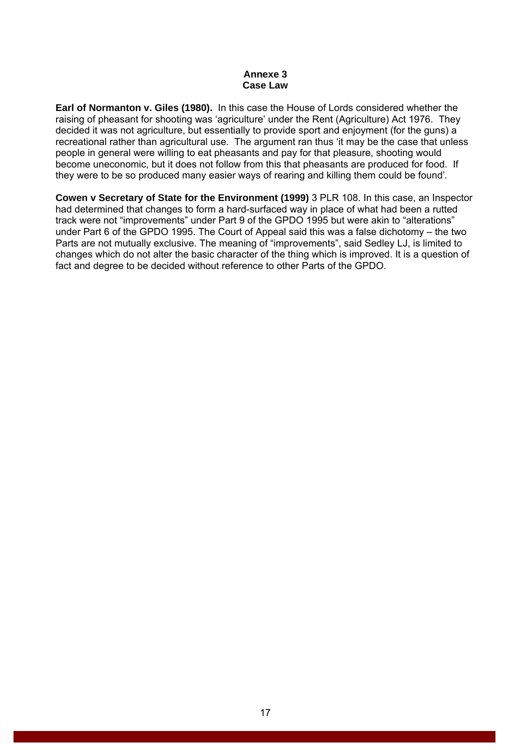# Annexe 3
## Case Law

**Earl of Normanton v. Giles (1980).** In this case the House of Lords considered whether the raising of pheasant for shooting was 'agriculture' under the Rent (Agriculture) Act 1976. They decided it was not agriculture, but essentially to provide sport and enjoyment (for the guns) a recreational rather than agricultural use. The argument ran thus 'it may be the case that unless people in general were willing to eat pheasants and pay for that pleasure, shooting would become uneconomic, but it does not follow from this that pheasants are produced for food. If they were to be so produced many easier ways of rearing and killing them could be found'.

**Cowen v Secretary of State for the Environment (1999)** 3 PLR 108. In this case, an Inspector had determined that changes to form a hard-surfaced way in place of what had been a rutted track were not "improvements" under Part 9 of the GPDO 1995 but were akin to "alterations" under Part 6 of the GPDO 1995. The Court of Appeal said this was a false dichotomy – the two Parts are not mutually exclusive. The meaning of "improvements", said Sedley LJ, is limited to changes which do not alter the basic character of the thing which is improved. It is a question of fact and degree to be decided without reference to other Parts of the GPDO.